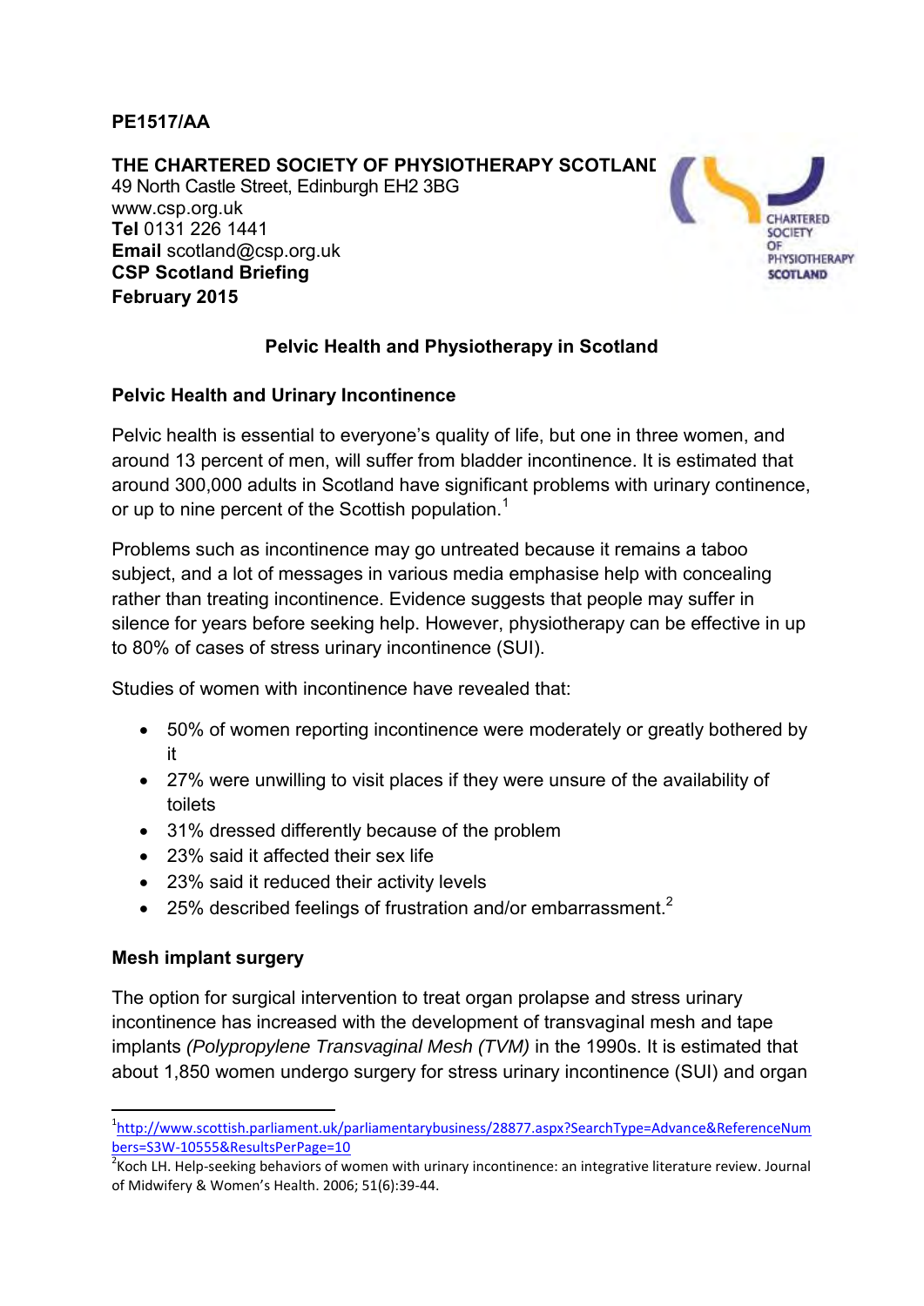**PE1517/AA**

**THE CHARTERED SOCIETY OF PHYSIOTHERAPY SCOTLAND**
49 North Castle Street, Edinburgh EH2 3BG
www.csp.org.uk
**Tel** 0131 226 1441
**Email** scotland@csp.org.uk
**CSP Scotland Briefing**
**February 2015**

## Pelvic Health and Physiotherapy in Scotland

### Pelvic Health and Urinary Incontinence

Pelvic health is essential to everyone's quality of life, but one in three women, and around 13 percent of men, will suffer from bladder incontinence. It is estimated that around 300,000 adults in Scotland have significant problems with urinary continence, or up to nine percent of the Scottish population.[1]

Problems such as incontinence may go untreated because it remains a taboo subject, and a lot of messages in various media emphasise help with concealing rather than treating incontinence. Evidence suggests that people may suffer in silence for years before seeking help. However, physiotherapy can be effective in up to 80% of cases of stress urinary incontinence (SUI).

Studies of women with incontinence have revealed that:

- 50% of women reporting incontinence were moderately or greatly bothered by it
- 27% were unwilling to visit places if they were unsure of the availability of toilets
- 31% dressed differently because of the problem
- 23% said it affected their sex life
- 23% said it reduced their activity levels
- 25% described feelings of frustration and/or embarrassment.[2]

### Mesh implant surgery

The option for surgical intervention to treat organ prolapse and stress urinary incontinence has increased with the development of transvaginal mesh and tape implants *(Polypropylene Transvaginal Mesh (TVM)* in the 1990s. It is estimated that about 1,850 women undergo surgery for stress urinary incontinence (SUI) and organ

---

[1] http://www.scottish.parliament.uk/parliamentarybusiness/28877.aspx?SearchType=Advance&ReferenceNumbers=S3W-10555&ResultsPerPage=10

[2] Koch LH. Help-seeking behaviors of women with urinary incontinence: an integrative literature review. Journal of Midwifery & Women's Health. 2006; 51(6):39-44.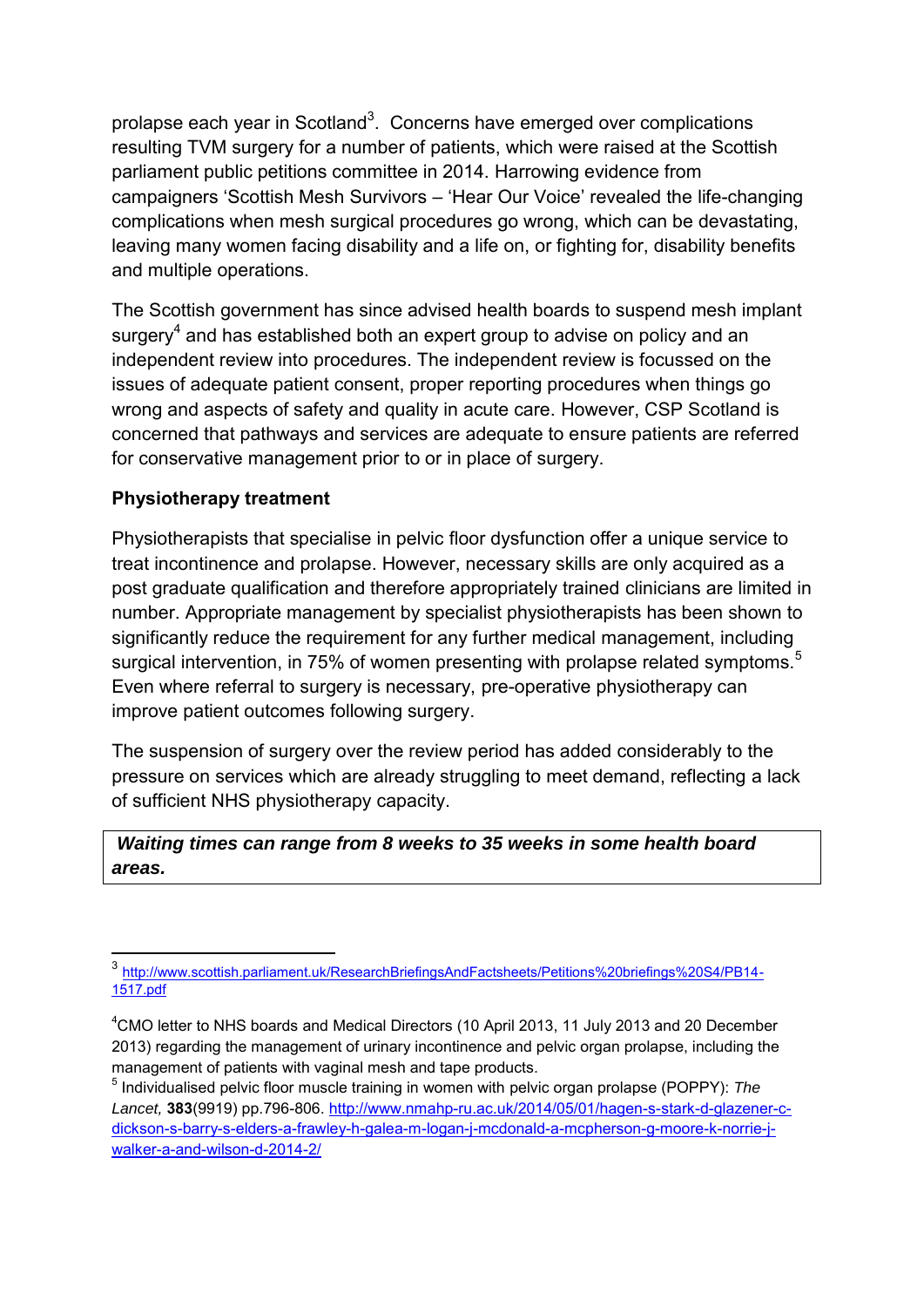prolapse each year in Scotland[3]. Concerns have emerged over complications resulting TVM surgery for a number of patients, which were raised at the Scottish parliament public petitions committee in 2014. Harrowing evidence from campaigners 'Scottish Mesh Survivors – 'Hear Our Voice' revealed the life-changing complications when mesh surgical procedures go wrong, which can be devastating, leaving many women facing disability and a life on, or fighting for, disability benefits and multiple operations.

The Scottish government has since advised health boards to suspend mesh implant surgery[4] and has established both an expert group to advise on policy and an independent review into procedures. The independent review is focussed on the issues of adequate patient consent, proper reporting procedures when things go wrong and aspects of safety and quality in acute care. However, CSP Scotland is concerned that pathways and services are adequate to ensure patients are referred for conservative management prior to or in place of surgery.

**Physiotherapy treatment**

Physiotherapists that specialise in pelvic floor dysfunction offer a unique service to treat incontinence and prolapse. However, necessary skills are only acquired as a post graduate qualification and therefore appropriately trained clinicians are limited in number. Appropriate management by specialist physiotherapists has been shown to significantly reduce the requirement for any further medical management, including surgical intervention, in 75% of women presenting with prolapse related symptoms.[5] Even where referral to surgery is necessary, pre-operative physiotherapy can improve patient outcomes following surgery.

The suspension of surgery over the review period has added considerably to the pressure on services which are already struggling to meet demand, reflecting a lack of sufficient NHS physiotherapy capacity.

***Waiting times can range from 8 weeks to 35 weeks in some health board areas.***

---

[3] http://www.scottish.parliament.uk/ResearchBriefingsAndFactsheets/Petitions%20briefings%20S4/PB14-1517.pdf

[4] CMO letter to NHS boards and Medical Directors (10 April 2013, 11 July 2013 and 20 December 2013) regarding the management of urinary incontinence and pelvic organ prolapse, including the management of patients with vaginal mesh and tape products.

[5] Individualised pelvic floor muscle training in women with pelvic organ prolapse (POPPY): *The Lancet,* **383**(9919) pp.796-806. http://www.nmahp-ru.ac.uk/2014/05/01/hagen-s-stark-d-glazener-c-dickson-s-barry-s-elders-a-frawley-h-galea-m-logan-j-mcdonald-a-mcpherson-g-moore-k-norrie-j-walker-a-and-wilson-d-2014-2/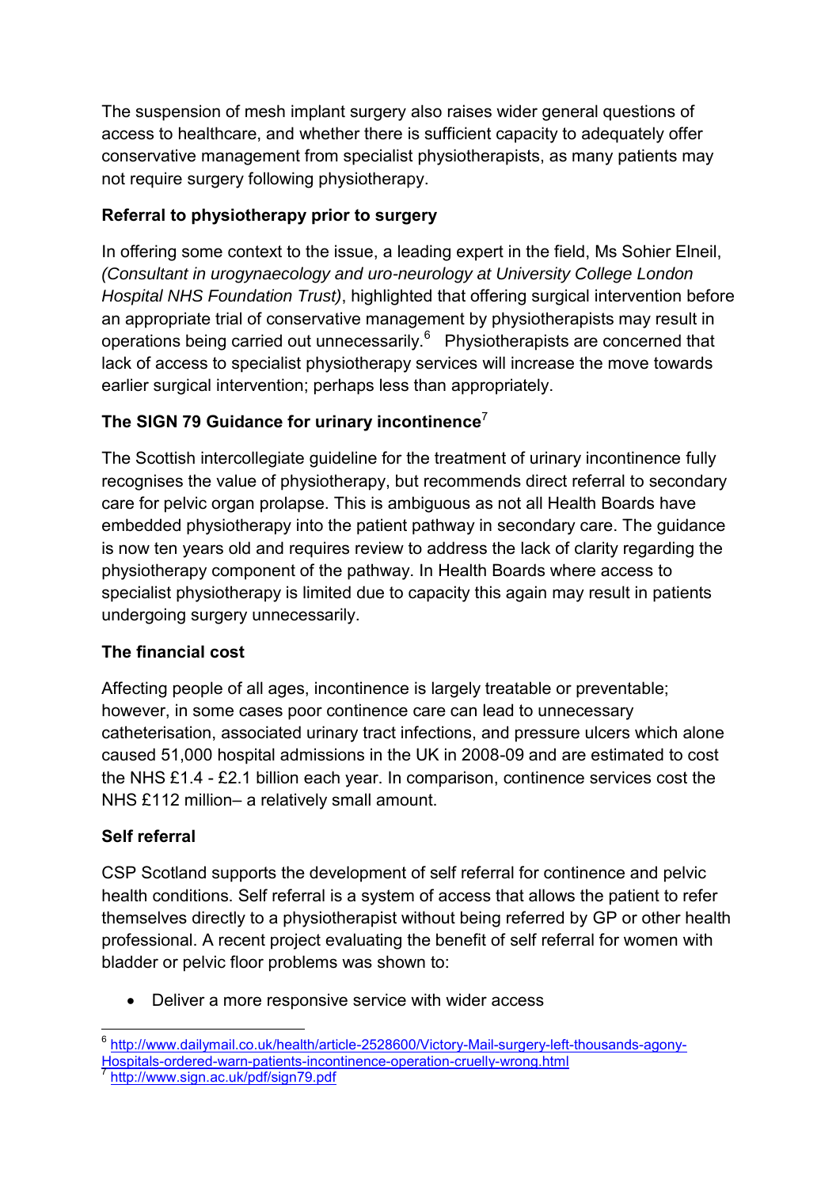The suspension of mesh implant surgery also raises wider general questions of access to healthcare, and whether there is sufficient capacity to adequately offer conservative management from specialist physiotherapists, as many patients may not require surgery following physiotherapy.

**Referral to physiotherapy prior to surgery**

In offering some context to the issue, a leading expert in the field, Ms Sohier Elneil, *(Consultant in urogynaecology and uro-neurology at University College London Hospital NHS Foundation Trust)*, highlighted that offering surgical intervention before an appropriate trial of conservative management by physiotherapists may result in operations being carried out unnecessarily.[6] Physiotherapists are concerned that lack of access to specialist physiotherapy services will increase the move towards earlier surgical intervention; perhaps less than appropriately.

**The SIGN 79 Guidance for urinary incontinence**[7]

The Scottish intercollegiate guideline for the treatment of urinary incontinence fully recognises the value of physiotherapy, but recommends direct referral to secondary care for pelvic organ prolapse. This is ambiguous as not all Health Boards have embedded physiotherapy into the patient pathway in secondary care. The guidance is now ten years old and requires review to address the lack of clarity regarding the physiotherapy component of the pathway. In Health Boards where access to specialist physiotherapy is limited due to capacity this again may result in patients undergoing surgery unnecessarily.

**The financial cost**

Affecting people of all ages, incontinence is largely treatable or preventable; however, in some cases poor continence care can lead to unnecessary catheterisation, associated urinary tract infections, and pressure ulcers which alone caused 51,000 hospital admissions in the UK in 2008-09 and are estimated to cost the NHS £1.4 - £2.1 billion each year. In comparison, continence services cost the NHS £112 million– a relatively small amount.

**Self referral**

CSP Scotland supports the development of self referral for continence and pelvic health conditions. Self referral is a system of access that allows the patient to refer themselves directly to a physiotherapist without being referred by GP or other health professional. A recent project evaluating the benefit of self referral for women with bladder or pelvic floor problems was shown to:

- Deliver a more responsive service with wider access

---

[6] http://www.dailymail.co.uk/health/article-2528600/Victory-Mail-surgery-left-thousands-agony-Hospitals-ordered-warn-patients-incontinence-operation-cruelly-wrong.html

[7] http://www.sign.ac.uk/pdf/sign79.pdf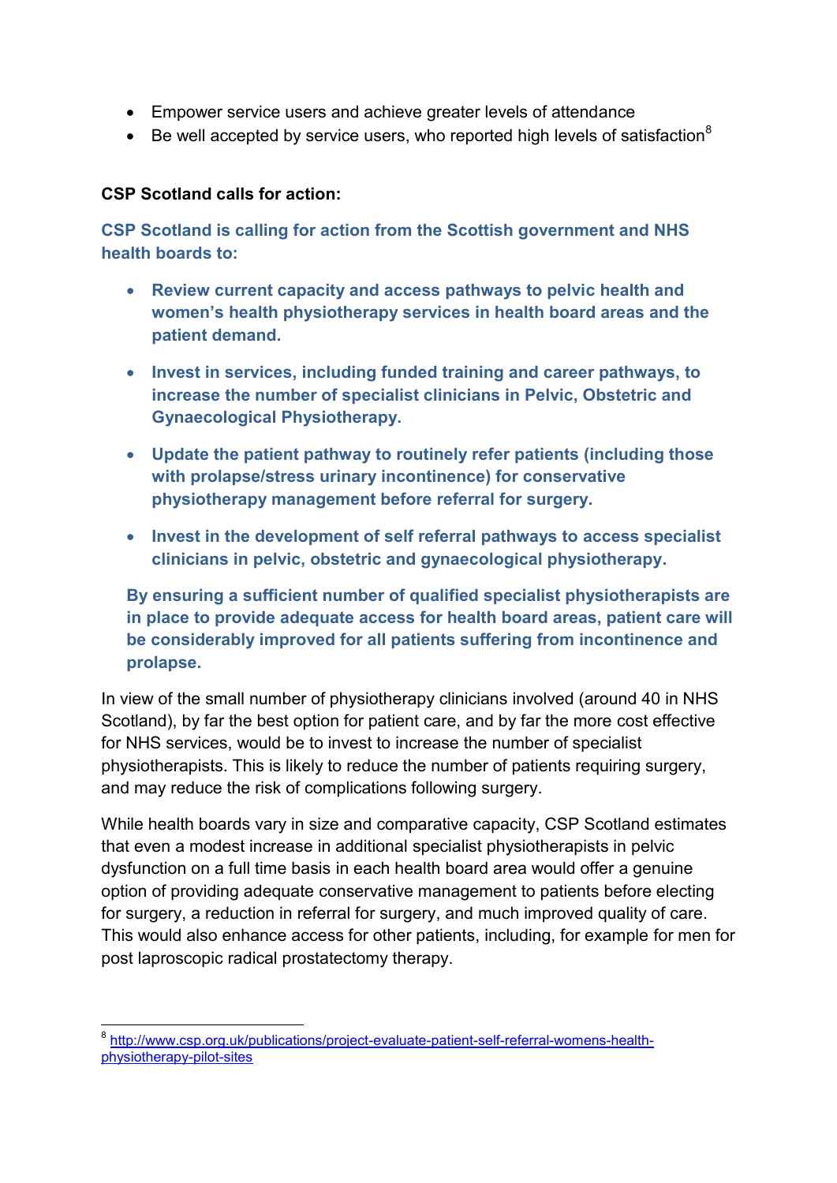- Empower service users and achieve greater levels of attendance
- Be well accepted by service users, who reported high levels of satisfaction[8]

**CSP Scotland calls for action:**

**CSP Scotland is calling for action from the Scottish government and NHS health boards to:**

- **Review current capacity and access pathways to pelvic health and women's health physiotherapy services in health board areas and the patient demand.**
- **Invest in services, including funded training and career pathways, to increase the number of specialist clinicians in Pelvic, Obstetric and Gynaecological Physiotherapy.**
- **Update the patient pathway to routinely refer patients (including those with prolapse/stress urinary incontinence) for conservative physiotherapy management before referral for surgery.**
- **Invest in the development of self referral pathways to access specialist clinicians in pelvic, obstetric and gynaecological physiotherapy.**

**By ensuring a sufficient number of qualified specialist physiotherapists are in place to provide adequate access for health board areas, patient care will be considerably improved for all patients suffering from incontinence and prolapse.**

In view of the small number of physiotherapy clinicians involved (around 40 in NHS Scotland), by far the best option for patient care, and by far the more cost effective for NHS services, would be to invest to increase the number of specialist physiotherapists. This is likely to reduce the number of patients requiring surgery, and may reduce the risk of complications following surgery.

While health boards vary in size and comparative capacity, CSP Scotland estimates that even a modest increase in additional specialist physiotherapists in pelvic dysfunction on a full time basis in each health board area would offer a genuine option of providing adequate conservative management to patients before electing for surgery, a reduction in referral for surgery, and much improved quality of care. This would also enhance access for other patients, including, for example for men for post laproscopic radical prostatectomy therapy.

[8] http://www.csp.org.uk/publications/project-evaluate-patient-self-referral-womens-health-physiotherapy-pilot-sites